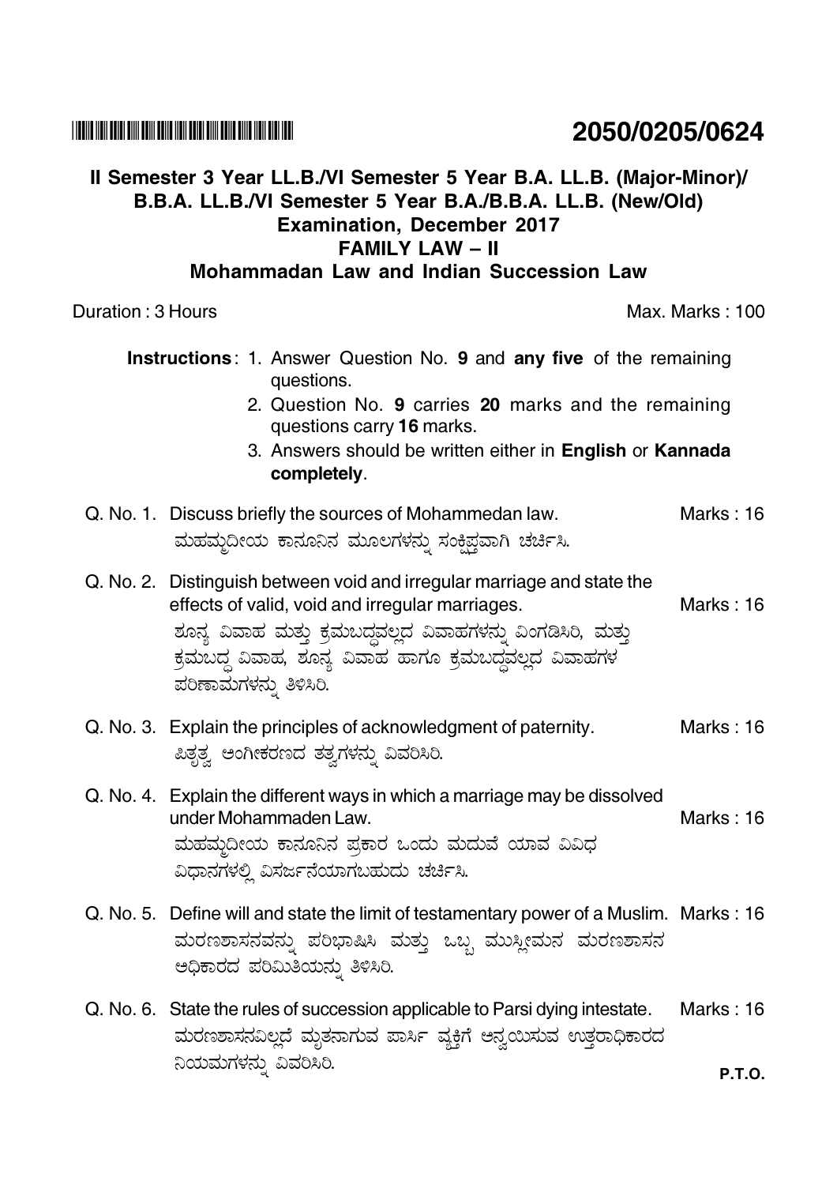# 2050/0205/0624

## II Semester 3 Year LL.B./VI Semester 5 Year B.A. LL.B. (Major-Minor)/ B.B.A. LL.B./VI Semester 5 Year B.A./B.B.A. LL.B. (New/Old) Examination, December 2017

## FAMILY LAW – II

## Mohammadan Law and Indian Succession Law

Duration : 3 Hours | Max. Marks : 100

**Instructions**: 1. Answer Question No. **9** and **any five** of the remaining questions.

2. Question No. **9** carries **20** marks and the remaining questions carry **16** marks.

3. Answers should be written either in **English** or **Kannada** **completely**.

Q. No. 1. Discuss briefly the sources of Mohammedan law. Marks : 16

ಮಹಮ್ಮದೀಯ ಕಾನೂನಿನ ಮೂಲಗಳನ್ನು ಸಂಕ್ಷಿಪ್ತವಾಗಿ ಚರ್ಚಿಸಿ.

Q. No. 2. Distinguish between void and irregular marriage and state the effects of valid, void and irregular marriages. Marks : 16

ಶೂನ್ಯ ವಿವಾಹ ಮತ್ತು ಕ್ರಮಬದ್ಧವಲ್ಲದ ವಿವಾಹಗಳನ್ನು ವಿಂಗಡಿಸಿರಿ, ಮತ್ತು ಕ್ರಮಬದ್ಧ ವಿವಾಹ, ಶೂನ್ಯ ವಿವಾಹ ಹಾಗೂ ಕ್ರಮಬದ್ಧವಲ್ಲದ ವಿವಾಹಗಳ ಪರಿಣಾಮಗಳನ್ನು ತಿಳಿಸಿರಿ.

Q. No. 3. Explain the principles of acknowledgment of paternity. Marks : 16

ಪಿತೃತ್ವ ಅಂಗೀಕರಣದ ತತ್ವಗಳನ್ನು ವಿವರಿಸಿರಿ.

Q. No. 4. Explain the different ways in which a marriage may be dissolved under Mohammaden Law. Marks : 16

ಮಹಮ್ಮದೀಯ ಕಾನೂನಿನ ಪ್ರಕಾರ ಒಂದು ಮದುವೆ ಯಾವ ವಿವಿಧ ವಿಧಾನಗಳಲ್ಲಿ ವಿಸರ್ಜನೆಯಾಗಬಹುದು ಚರ್ಚಿಸಿ.

Q. No. 5. Define will and state the limit of testamentary power of a Muslim. Marks : 16

ಮರಣಶಾಸನವನ್ನು ಪರಿಭಾಷಿಸಿ ಮತ್ತು ಒಬ್ಬ ಮುಸ್ಲೀಮನ ಮರಣಶಾಸನ ಅಧಿಕಾರದ ಪರಿಮಿತಿಯನ್ನು ತಿಳಿಸಿರಿ.

Q. No. 6. State the rules of succession applicable to Parsi dying intestate. Marks : 16

ಮರಣಶಾಸನವಿಲ್ಲದೆ ಮೃತನಾಗುವ ಪಾರ್ಸಿ ವ್ಯಕ್ತಿಗೆ ಅನ್ವಯಿಸುವ ಉತ್ತರಾಧಿಕಾರದ ನಿಯಮಗಳನ್ನು ವಿವರಿಸಿರಿ.

P.T.O.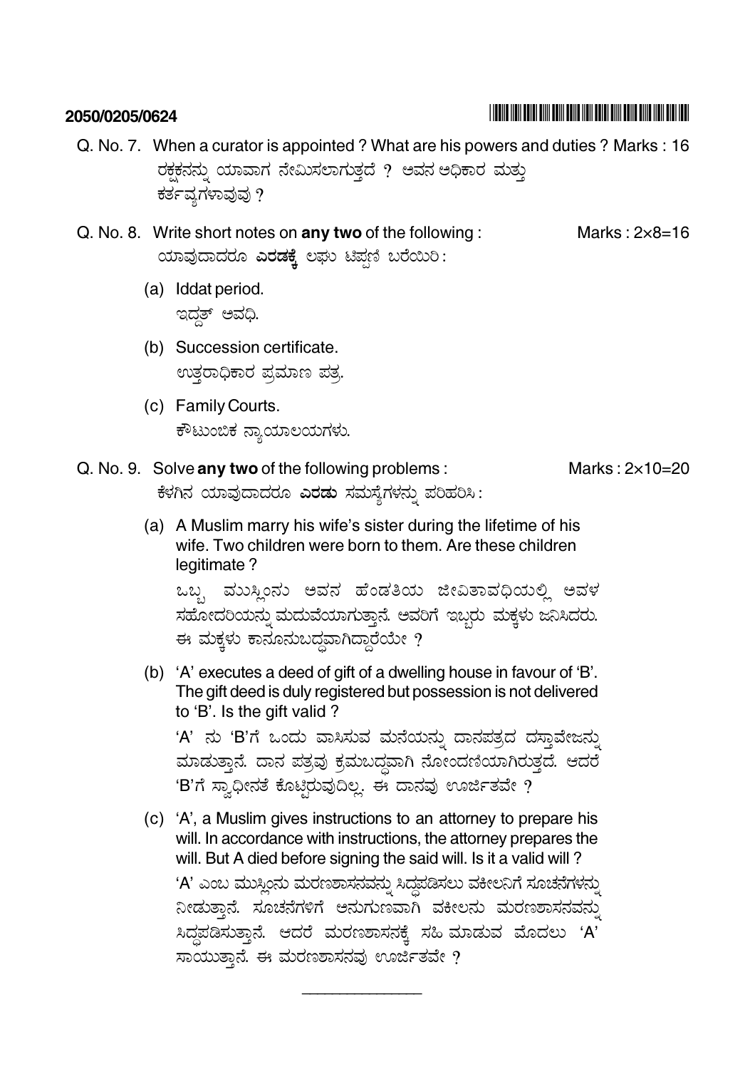Q. No. 7. When a curator is appointed ? What are his powers and duties ? Marks : 16

ರಕ್ಷಕನನ್ನು ಯಾವಾಗ ನೇಮಿಸಲಾಗುತ್ತದೆ ? ಅವನ ಅಧಿಕಾರ ಮತ್ತು ಕರ್ತವ್ಯಗಳಾವುವು ?

Q. No. 8. Write short notes on **any two** of the following : Marks : 2×8=16

ಯಾವುದಾದರೂ **ಎರಡಕ್ಕೆ** ಲಘು ಟಿಪ್ಪಣಿ ಬರೆಯಿರಿ :

(a) Iddat period.

ಇದ್ದತ್ ಅವಧಿ.

(b) Succession certificate.

ಉತ್ತರಾಧಿಕಾರ ಪ್ರಮಾಣ ಪತ್ರ.

(c) Family Courts.

ಕೌಟುಂಬಿಕ ನ್ಯಾಯಾಲಯಗಳು.

Q. No. 9. Solve **any two** of the following problems : Marks : 2×10=20

ಕೆಳಗಿನ ಯಾವುದಾದರೂ **ಎರಡು** ಸಮಸ್ಯೆಗಳನ್ನು ಪರಿಹರಿಸಿ :

(a) A Muslim marry his wife's sister during the lifetime of his wife. Two children were born to them. Are these children legitimate ?

ಒಬ್ಬ ಮುಸ್ಲಿಂನು ಅವನ ಹೆಂಡತಿಯ ಜೀವಿತಾವಧಿಯಲ್ಲಿ ಅವಳ ಸಹೋದರಿಯನ್ನು ಮದುವೆಯಾಗುತ್ತಾನೆ. ಅವರಿಗೆ ಇಬ್ಬರು ಮಕ್ಕಳು ಜನಿಸಿದರು. ಈ ಮಕ್ಕಳು ಕಾನೂನುಬದ್ಧವಾಗಿದ್ದಾರೆಯೇ ?

(b) 'A' executes a deed of gift of a dwelling house in favour of 'B'. The gift deed is duly registered but possession is not delivered to 'B'. Is the gift valid ?

'A' ನು 'B'ಗೆ ಒಂದು ವಾಸಿಸುವ ಮನೆಯನ್ನು ದಾನಪತ್ರದ ದಸ್ತಾವೇಜನ್ನು ಮಾಡುತ್ತಾನೆ. ದಾನ ಪತ್ರವು ಕ್ರಮಬದ್ಧವಾಗಿ ನೋಂದಣಿಯಾಗಿರುತ್ತದೆ. ಆದರೆ 'B'ಗೆ ಸ್ವಾಧೀನತೆ ಕೊಟ್ಟಿರುವುದಿಲ್ಲ. ಈ ದಾನವು ಊರ್ಜಿತವೇ ?

(c) 'A', a Muslim gives instructions to an attorney to prepare his will. In accordance with instructions, the attorney prepares the will. But A died before signing the said will. Is it a valid will ?

'A' ಎಂಬ ಮುಸ್ಲಿಂನು ಮರಣಶಾಸನವನ್ನು ಸಿದ್ಧಪಡಿಸಲು ವಕೀಲನಿಗೆ ಸೂಚನೆಗಳನ್ನು ನೀಡುತ್ತಾನೆ. ಸೂಚನೆಗಳಿಗೆ ಅನುಗುಣವಾಗಿ ವಕೀಲನು ಮರಣಶಾಸನವನ್ನು ಸಿದ್ಧಪಡಿಸುತ್ತಾನೆ. ಆದರೆ ಮರಣಶಾಸನಕ್ಕೆ ಸಹಿ ಮಾಡುವ ಮೊದಲು 'A' ಸಾಯುತ್ತಾನೆ. ಈ ಮರಣಶಾಸನವು ಊರ್ಜಿತವೇ ?